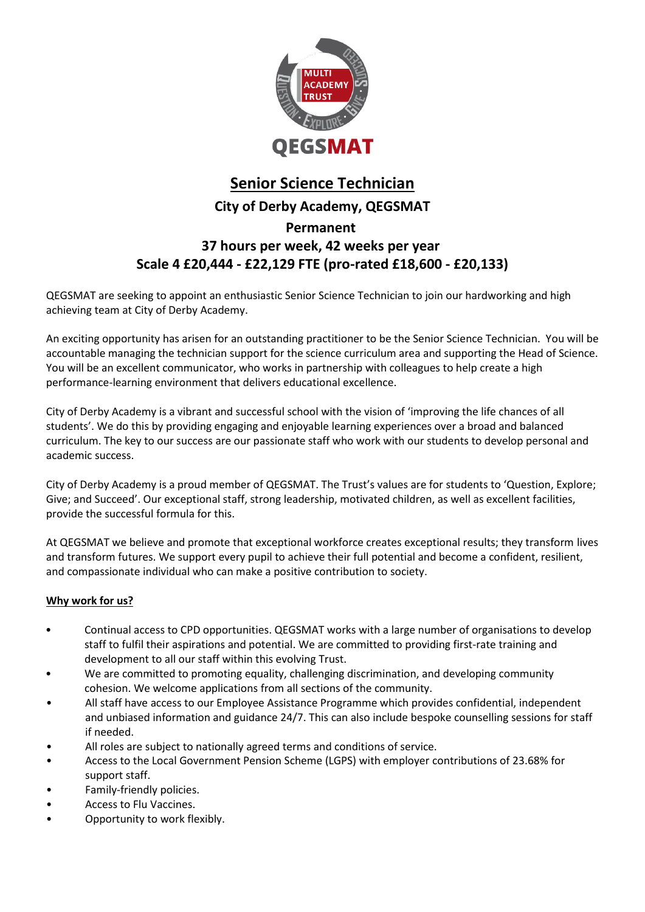# Senior Science Technician

## City of Derby Academy, QEGSMAT

**Permanent**

**37 hours per week, 42 weeks per year**

**Scale 4 £20,444 - £22,129 FTE (pro-rated £18,600 - £20,133)**

QEGSMAT are seeking to appoint an enthusiastic Senior Science Technician to join our hardworking and high achieving team at City of Derby Academy.

An exciting opportunity has arisen for an outstanding practitioner to be the Senior Science Technician. You will be accountable managing the technician support for the science curriculum area and supporting the Head of Science. You will be an excellent communicator, who works in partnership with colleagues to help create a high performance-learning environment that delivers educational excellence.

City of Derby Academy is a vibrant and successful school with the vision of 'improving the life chances of all students'. We do this by providing engaging and enjoyable learning experiences over a broad and balanced curriculum. The key to our success are our passionate staff who work with our students to develop personal and academic success.

City of Derby Academy is a proud member of QEGSMAT. The Trust's values are for students to 'Question, Explore; Give; and Succeed'. Our exceptional staff, strong leadership, motivated children, as well as excellent facilities, provide the successful formula for this.

At QEGSMAT we believe and promote that exceptional workforce creates exceptional results; they transform lives and transform futures. We support every pupil to achieve their full potential and become a confident, resilient, and compassionate individual who can make a positive contribution to society.

### Why work for us?

- Continual access to CPD opportunities. QEGSMAT works with a large number of organisations to develop staff to fulfil their aspirations and potential. We are committed to providing first-rate training and development to all our staff within this evolving Trust.
- We are committed to promoting equality, challenging discrimination, and developing community cohesion. We welcome applications from all sections of the community.
- All staff have access to our Employee Assistance Programme which provides confidential, independent and unbiased information and guidance 24/7. This can also include bespoke counselling sessions for staff if needed.
- All roles are subject to nationally agreed terms and conditions of service.
- Access to the Local Government Pension Scheme (LGPS) with employer contributions of 23.68% for support staff.
- Family-friendly policies.
- Access to Flu Vaccines.
- Opportunity to work flexibly.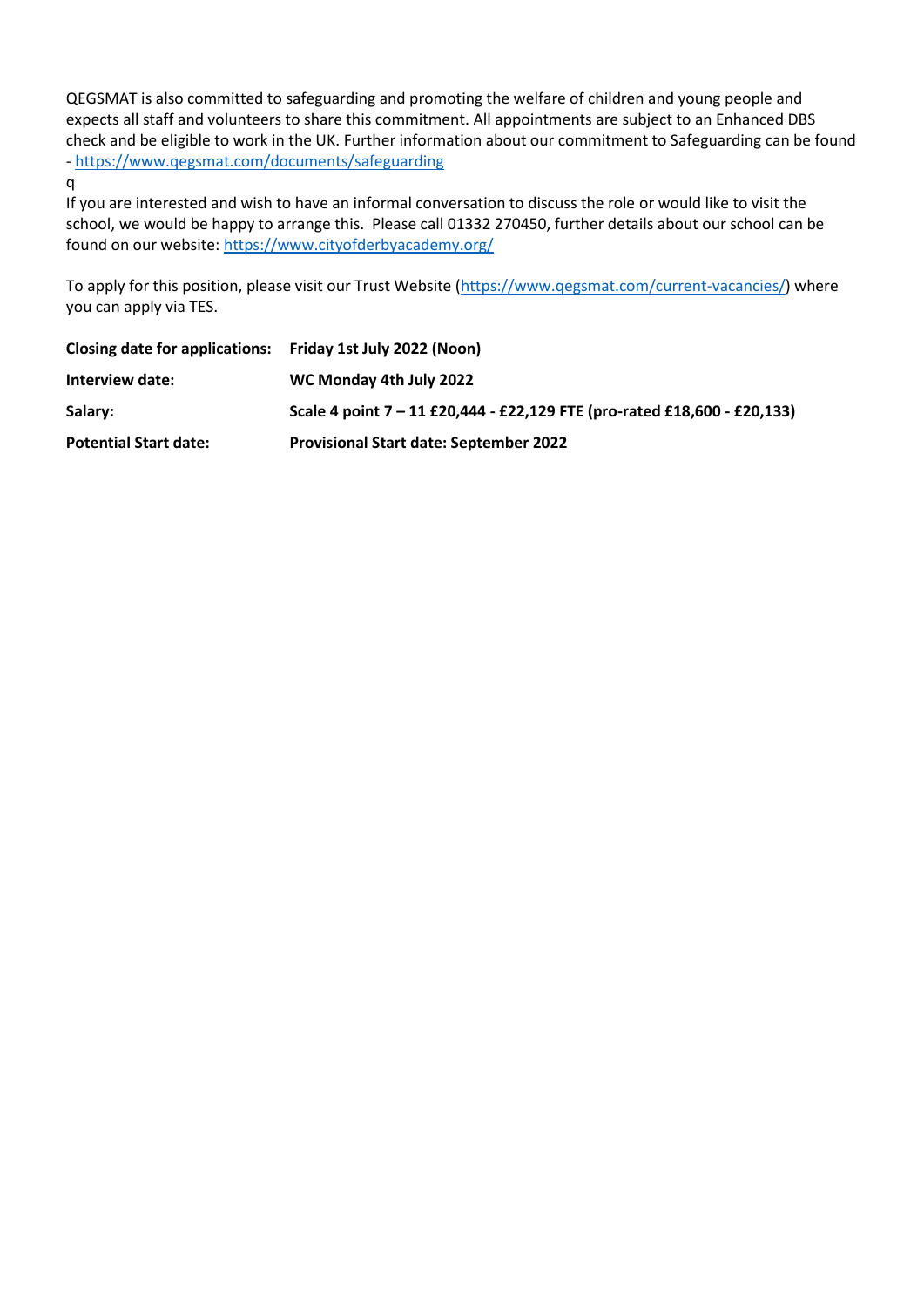QEGSMAT is also committed to safeguarding and promoting the welfare of children and young people and expects all staff and volunteers to share this commitment. All appointments are subject to an Enhanced DBS check and be eligible to work in the UK. Further information about our commitment to Safeguarding can be found - https://www.qegsmat.com/documents/safeguarding

q

If you are interested and wish to have an informal conversation to discuss the role or would like to visit the school, we would be happy to arrange this. Please call 01332 270450, further details about our school can be found on our website: https://www.cityofderbyacademy.org/

To apply for this position, please visit our Trust Website (https://www.qegsmat.com/current-vacancies/) where you can apply via TES.

| | |
|---|---|
| **Closing date for applications:** | **Friday 1st July 2022 (Noon)** |
| **Interview date:** | **WC Monday 4th July 2022** |
| **Salary:** | **Scale 4 point 7 – 11 £20,444 - £22,129 FTE (pro-rated £18,600 - £20,133)** |
| **Potential Start date:** | **Provisional Start date: September 2022** |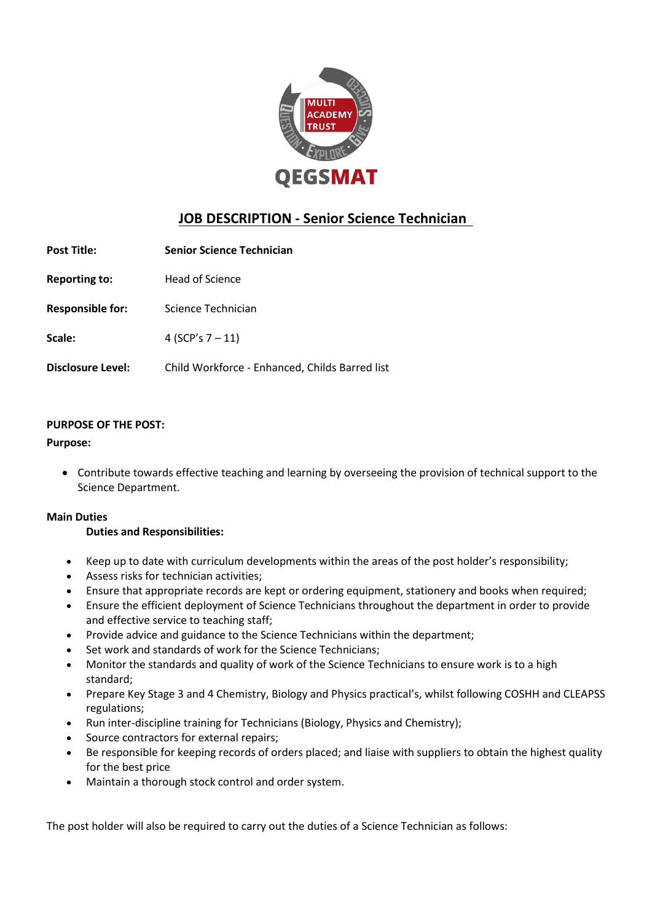# JOB DESCRIPTION - Senior Science Technician

| | |
|---|---|
| **Post Title:** | **Senior Science Technician** |
| **Reporting to:** | Head of Science |
| **Responsible for:** | Science Technician |
| **Scale:** | 4 (SCP's 7 – 11) |
| **Disclosure Level:** | Child Workforce - Enhanced, Childs Barred list |

**PURPOSE OF THE POST:**

**Purpose:**

- Contribute towards effective teaching and learning by overseeing the provision of technical support to the Science Department.

**Main Duties**

**Duties and Responsibilities:**

- Keep up to date with curriculum developments within the areas of the post holder's responsibility;
- Assess risks for technician activities;
- Ensure that appropriate records are kept or ordering equipment, stationery and books when required;
- Ensure the efficient deployment of Science Technicians throughout the department in order to provide and effective service to teaching staff;
- Provide advice and guidance to the Science Technicians within the department;
- Set work and standards of work for the Science Technicians;
- Monitor the standards and quality of work of the Science Technicians to ensure work is to a high standard;
- Prepare Key Stage 3 and 4 Chemistry, Biology and Physics practical's, whilst following COSHH and CLEAPSS regulations;
- Run inter-discipline training for Technicians (Biology, Physics and Chemistry);
- Source contractors for external repairs;
- Be responsible for keeping records of orders placed; and liaise with suppliers to obtain the highest quality for the best price
- Maintain a thorough stock control and order system.

The post holder will also be required to carry out the duties of a Science Technician as follows: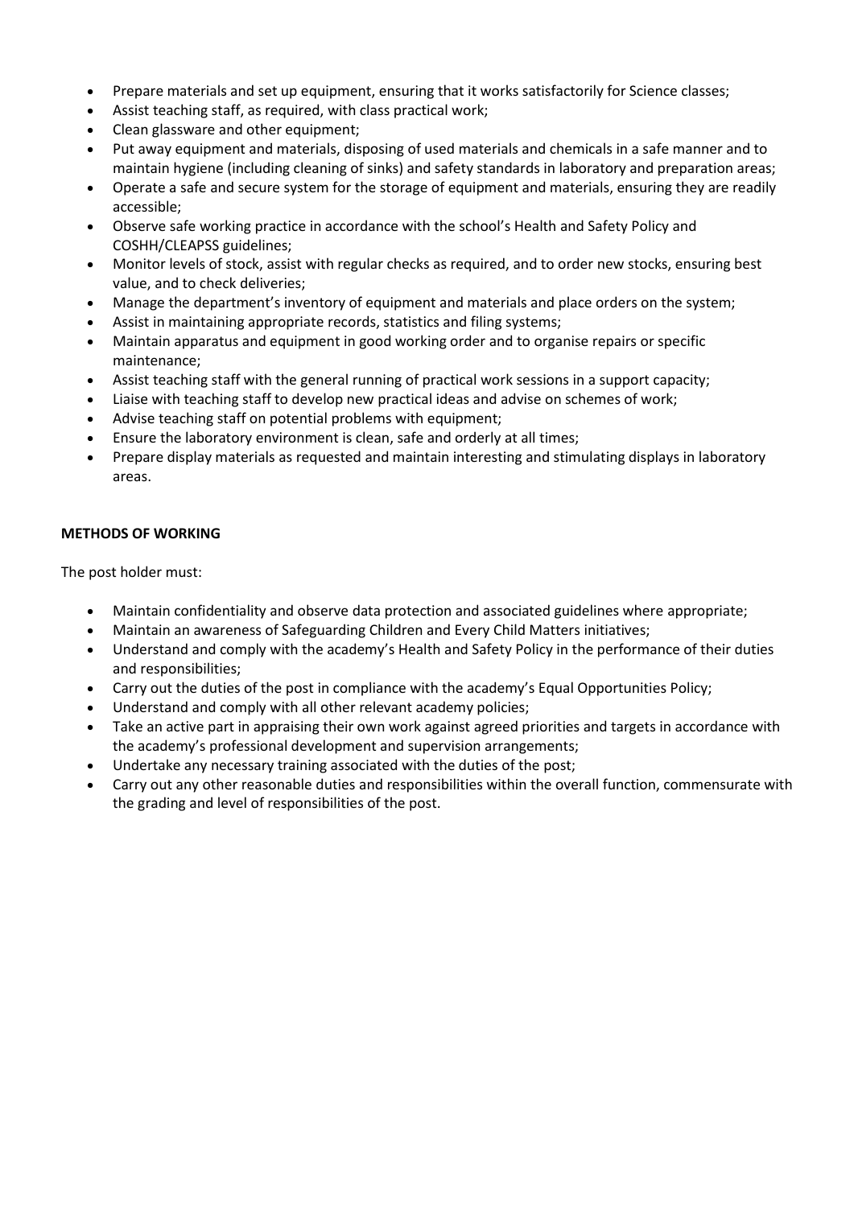- Prepare materials and set up equipment, ensuring that it works satisfactorily for Science classes;
- Assist teaching staff, as required, with class practical work;
- Clean glassware and other equipment;
- Put away equipment and materials, disposing of used materials and chemicals in a safe manner and to maintain hygiene (including cleaning of sinks) and safety standards in laboratory and preparation areas;
- Operate a safe and secure system for the storage of equipment and materials, ensuring they are readily accessible;
- Observe safe working practice in accordance with the school's Health and Safety Policy and COSHH/CLEAPSS guidelines;
- Monitor levels of stock, assist with regular checks as required, and to order new stocks, ensuring best value, and to check deliveries;
- Manage the department's inventory of equipment and materials and place orders on the system;
- Assist in maintaining appropriate records, statistics and filing systems;
- Maintain apparatus and equipment in good working order and to organise repairs or specific maintenance;
- Assist teaching staff with the general running of practical work sessions in a support capacity;
- Liaise with teaching staff to develop new practical ideas and advise on schemes of work;
- Advise teaching staff on potential problems with equipment;
- Ensure the laboratory environment is clean, safe and orderly at all times;
- Prepare display materials as requested and maintain interesting and stimulating displays in laboratory areas.

**METHODS OF WORKING**

The post holder must:

- Maintain confidentiality and observe data protection and associated guidelines where appropriate;
- Maintain an awareness of Safeguarding Children and Every Child Matters initiatives;
- Understand and comply with the academy's Health and Safety Policy in the performance of their duties and responsibilities;
- Carry out the duties of the post in compliance with the academy's Equal Opportunities Policy;
- Understand and comply with all other relevant academy policies;
- Take an active part in appraising their own work against agreed priorities and targets in accordance with the academy's professional development and supervision arrangements;
- Undertake any necessary training associated with the duties of the post;
- Carry out any other reasonable duties and responsibilities within the overall function, commensurate with the grading and level of responsibilities of the post.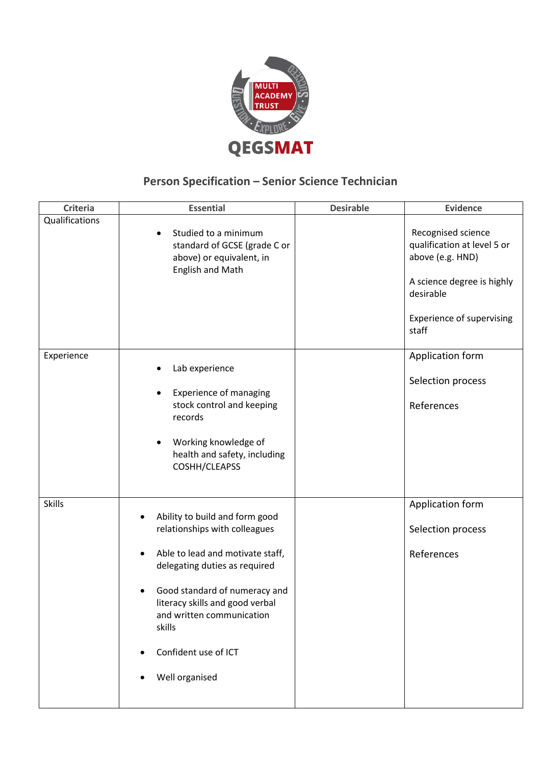QEGSMAT

## Person Specification – Senior Science Technician

| Criteria | Essential | Desirable | Evidence |
|---|---|---|---|
| Qualifications | • Studied to a minimum standard of GCSE (grade C or above) or equivalent, in English and Math | | Recognised science qualification at level 5 or above (e.g. HND)<br><br>A science degree is highly desirable<br><br>Experience of supervising staff |
| Experience | • Lab experience<br><br>• Experience of managing stock control and keeping records<br><br>• Working knowledge of health and safety, including COSHH/CLEAPSS | | Application form<br><br>Selection process<br><br>References |
| Skills | • Ability to build and form good relationships with colleagues<br><br>• Able to lead and motivate staff, delegating duties as required<br><br>• Good standard of numeracy and literacy skills and good verbal and written communication skills<br><br>• Confident use of ICT<br><br>• Well organised | | Application form<br><br>Selection process<br><br>References |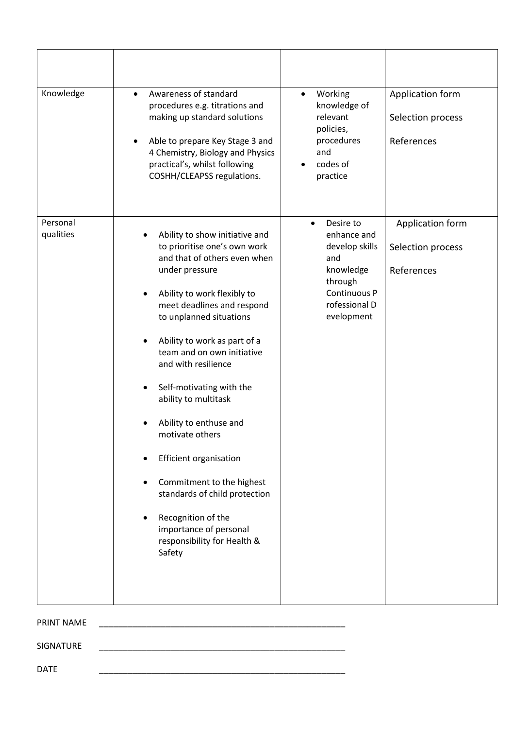| | | | |
|---|---|---|---|
| Knowledge | • Awareness of standard procedures e.g. titrations and making up standard solutions<br><br>• Able to prepare Key Stage 3 and 4 Chemistry, Biology and Physics practical's, whilst following COSHH/CLEAPSS regulations. | • Working knowledge of relevant policies, procedures and<br>• codes of practice | Application form<br><br>Selection process<br><br>References |
| Personal qualities | • Ability to show initiative and to prioritise one's own work and that of others even when under pressure<br><br>• Ability to work flexibly to meet deadlines and respond to unplanned situations<br><br>• Ability to work as part of a team and on own initiative and with resilience<br><br>• Self-motivating with the ability to multitask<br><br>• Ability to enthuse and motivate others<br><br>• Efficient organisation<br><br>• Commitment to the highest standards of child protection<br><br>• Recognition of the importance of personal responsibility for Health & Safety | • Desire to enhance and develop skills and knowledge through Continuous Professional Development | Application form<br><br>Selection process<br><br>References |

PRINT NAME ______________________________________________

SIGNATURE ______________________________________________

DATE ______________________________________________